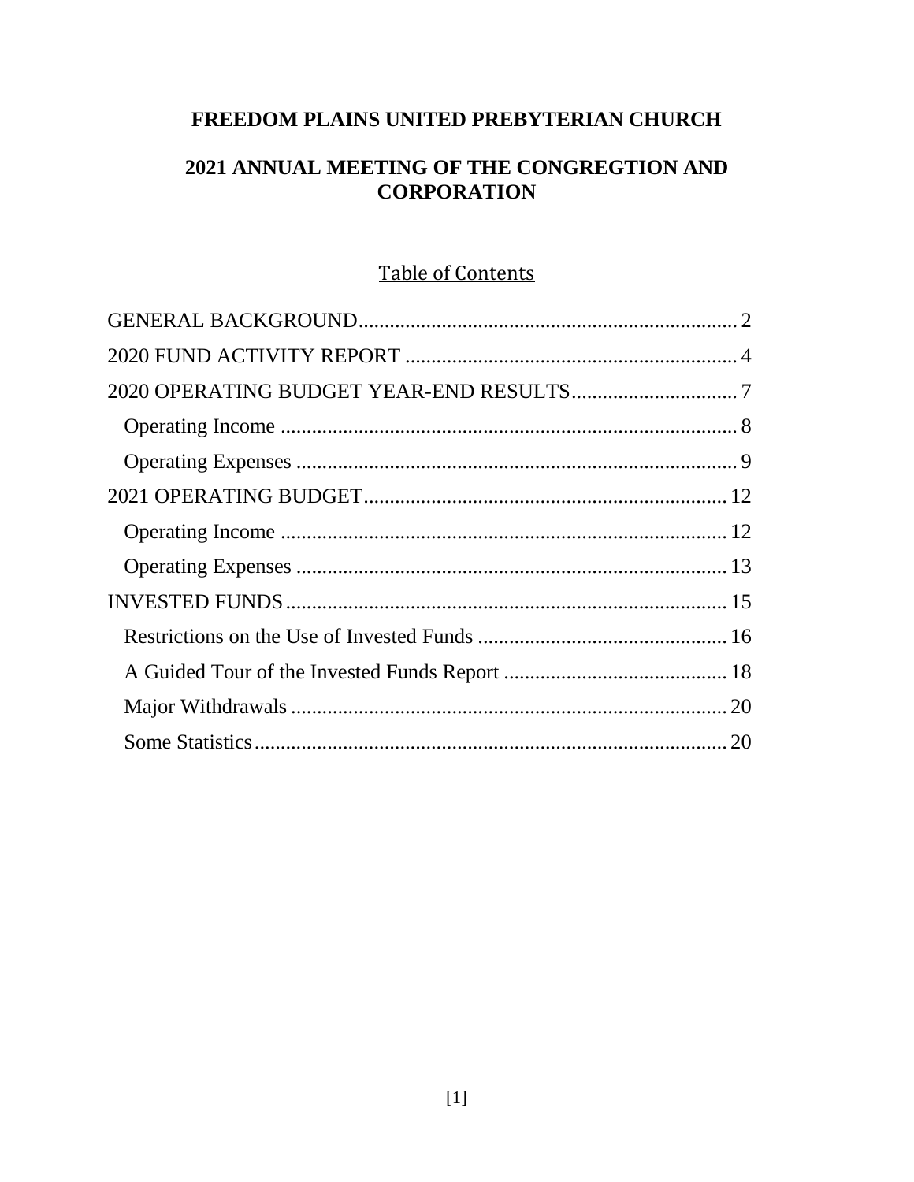# FREEDOM PLAINS UNITED PREBYTERIAN CHURCH

## 2021 ANNUAL MEETING OF THE CONGREGTION AND CORPORATION

Table of Contents

GENERAL BACKGROUND........................................................................ 2

2020 FUND ACTIVITY REPORT ................................................................ 4

2020 OPERATING BUDGET YEAR-END RESULTS................................. 7

- Operating Income ........................................................................................ 8
- Operating Expenses ..................................................................................... 9

2021 OPERATING BUDGET...................................................................... 12

- Operating Income ...................................................................................... 12
- Operating Expenses ................................................................................... 13

INVESTED FUNDS...................................................................................... 15

- Restrictions on the Use of Invested Funds ................................................ 16
- A Guided Tour of the Invested Funds Report ........................................... 18
- Major Withdrawals .................................................................................... 20
- Some Statistics........................................................................................... 20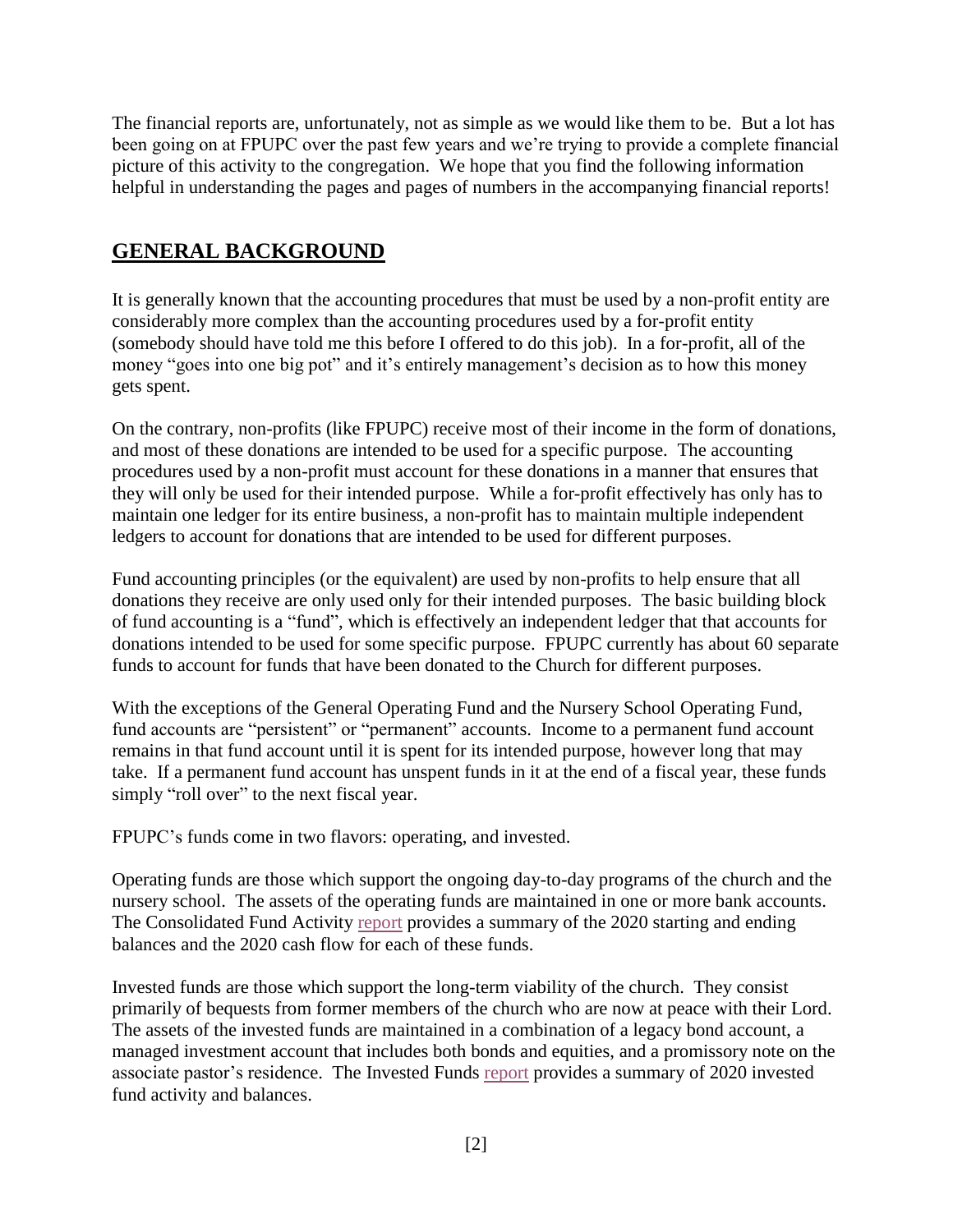The financial reports are, unfortunately, not as simple as we would like them to be. But a lot has been going on at FPUPC over the past few years and we're trying to provide a complete financial picture of this activity to the congregation. We hope that you find the following information helpful in understanding the pages and pages of numbers in the accompanying financial reports!

## **GENERAL BACKGROUND**

It is generally known that the accounting procedures that must be used by a non-profit entity are considerably more complex than the accounting procedures used by a for-profit entity (somebody should have told me this before I offered to do this job). In a for-profit, all of the money "goes into one big pot" and it's entirely management's decision as to how this money gets spent.

On the contrary, non-profits (like FPUPC) receive most of their income in the form of donations, and most of these donations are intended to be used for a specific purpose. The accounting procedures used by a non-profit must account for these donations in a manner that ensures that they will only be used for their intended purpose. While a for-profit effectively has only has to maintain one ledger for its entire business, a non-profit has to maintain multiple independent ledgers to account for donations that are intended to be used for different purposes.

Fund accounting principles (or the equivalent) are used by non-profits to help ensure that all donations they receive are only used only for their intended purposes. The basic building block of fund accounting is a "fund", which is effectively an independent ledger that that accounts for donations intended to be used for some specific purpose. FPUPC currently has about 60 separate funds to account for funds that have been donated to the Church for different purposes.

With the exceptions of the General Operating Fund and the Nursery School Operating Fund, fund accounts are "persistent" or "permanent" accounts. Income to a permanent fund account remains in that fund account until it is spent for its intended purpose, however long that may take. If a permanent fund account has unspent funds in it at the end of a fiscal year, these funds simply "roll over" to the next fiscal year.

FPUPC's funds come in two flavors: operating, and invested.

Operating funds are those which support the ongoing day-to-day programs of the church and the nursery school. The assets of the operating funds are maintained in one or more bank accounts. The Consolidated Fund Activity report provides a summary of the 2020 starting and ending balances and the 2020 cash flow for each of these funds.

Invested funds are those which support the long-term viability of the church. They consist primarily of bequests from former members of the church who are now at peace with their Lord. The assets of the invested funds are maintained in a combination of a legacy bond account, a managed investment account that includes both bonds and equities, and a promissory note on the associate pastor's residence. The Invested Funds report provides a summary of 2020 invested fund activity and balances.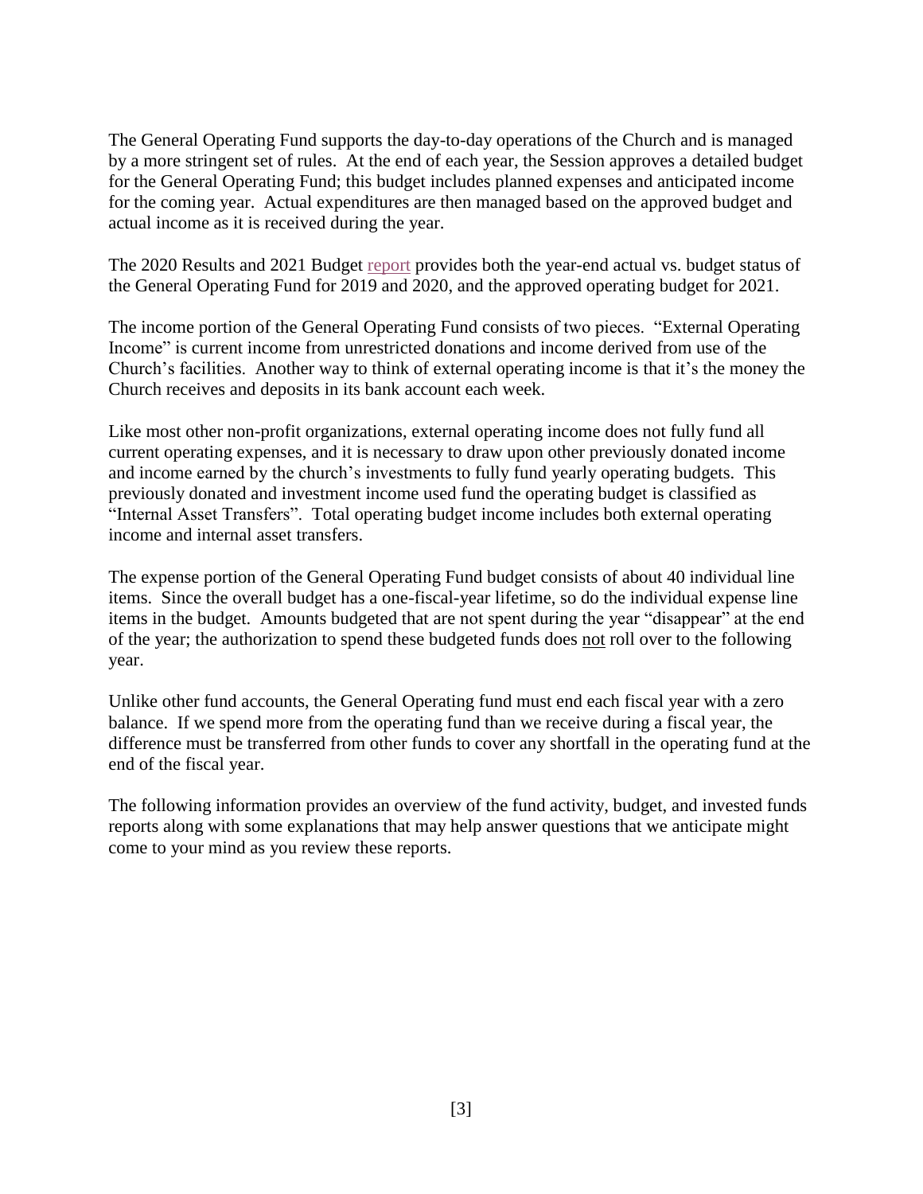The General Operating Fund supports the day-to-day operations of the Church and is managed by a more stringent set of rules. At the end of each year, the Session approves a detailed budget for the General Operating Fund; this budget includes planned expenses and anticipated income for the coming year. Actual expenditures are then managed based on the approved budget and actual income as it is received during the year.

The 2020 Results and 2021 Budget report provides both the year-end actual vs. budget status of the General Operating Fund for 2019 and 2020, and the approved operating budget for 2021.

The income portion of the General Operating Fund consists of two pieces. "External Operating Income" is current income from unrestricted donations and income derived from use of the Church's facilities. Another way to think of external operating income is that it's the money the Church receives and deposits in its bank account each week.

Like most other non-profit organizations, external operating income does not fully fund all current operating expenses, and it is necessary to draw upon other previously donated income and income earned by the church's investments to fully fund yearly operating budgets. This previously donated and investment income used fund the operating budget is classified as "Internal Asset Transfers". Total operating budget income includes both external operating income and internal asset transfers.

The expense portion of the General Operating Fund budget consists of about 40 individual line items. Since the overall budget has a one-fiscal-year lifetime, so do the individual expense line items in the budget. Amounts budgeted that are not spent during the year "disappear" at the end of the year; the authorization to spend these budgeted funds does <u>not</u> roll over to the following year.

Unlike other fund accounts, the General Operating fund must end each fiscal year with a zero balance. If we spend more from the operating fund than we receive during a fiscal year, the difference must be transferred from other funds to cover any shortfall in the operating fund at the end of the fiscal year.

The following information provides an overview of the fund activity, budget, and invested funds reports along with some explanations that may help answer questions that we anticipate might come to your mind as you review these reports.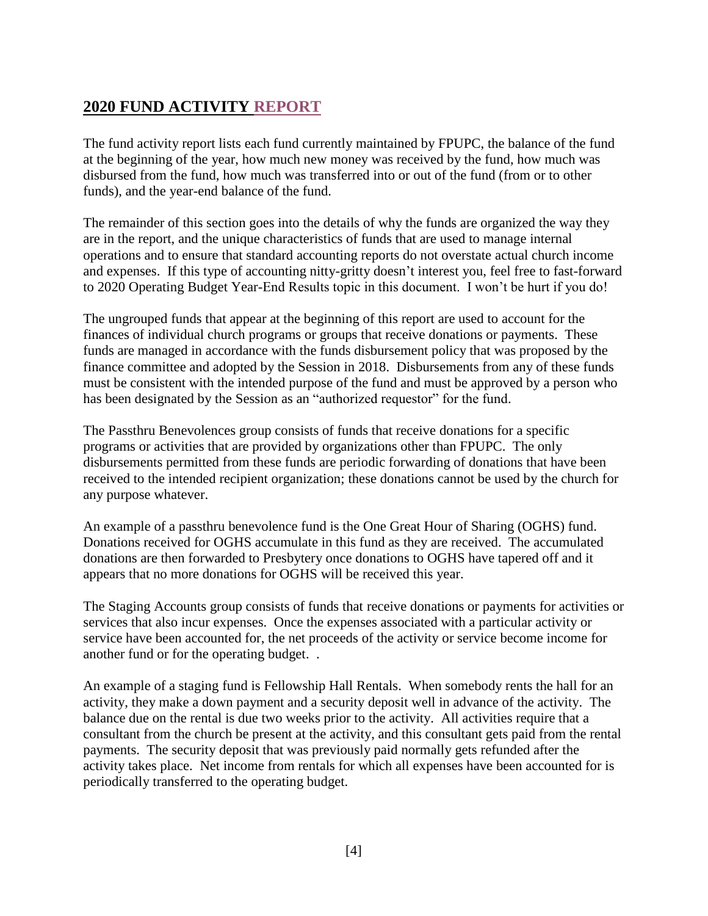## 2020 FUND ACTIVITY REPORT

The fund activity report lists each fund currently maintained by FPUPC, the balance of the fund at the beginning of the year, how much new money was received by the fund, how much was disbursed from the fund, how much was transferred into or out of the fund (from or to other funds), and the year-end balance of the fund.

The remainder of this section goes into the details of why the funds are organized the way they are in the report, and the unique characteristics of funds that are used to manage internal operations and to ensure that standard accounting reports do not overstate actual church income and expenses. If this type of accounting nitty-gritty doesn't interest you, feel free to fast-forward to 2020 Operating Budget Year-End Results topic in this document. I won't be hurt if you do!

The ungrouped funds that appear at the beginning of this report are used to account for the finances of individual church programs or groups that receive donations or payments. These funds are managed in accordance with the funds disbursement policy that was proposed by the finance committee and adopted by the Session in 2018. Disbursements from any of these funds must be consistent with the intended purpose of the fund and must be approved by a person who has been designated by the Session as an "authorized requestor" for the fund.

The Passthru Benevolences group consists of funds that receive donations for a specific programs or activities that are provided by organizations other than FPUPC. The only disbursements permitted from these funds are periodic forwarding of donations that have been received to the intended recipient organization; these donations cannot be used by the church for any purpose whatever.

An example of a passthru benevolence fund is the One Great Hour of Sharing (OGHS) fund. Donations received for OGHS accumulate in this fund as they are received. The accumulated donations are then forwarded to Presbytery once donations to OGHS have tapered off and it appears that no more donations for OGHS will be received this year.

The Staging Accounts group consists of funds that receive donations or payments for activities or services that also incur expenses. Once the expenses associated with a particular activity or service have been accounted for, the net proceeds of the activity or service become income for another fund or for the operating budget. .

An example of a staging fund is Fellowship Hall Rentals. When somebody rents the hall for an activity, they make a down payment and a security deposit well in advance of the activity. The balance due on the rental is due two weeks prior to the activity. All activities require that a consultant from the church be present at the activity, and this consultant gets paid from the rental payments. The security deposit that was previously paid normally gets refunded after the activity takes place. Net income from rentals for which all expenses have been accounted for is periodically transferred to the operating budget.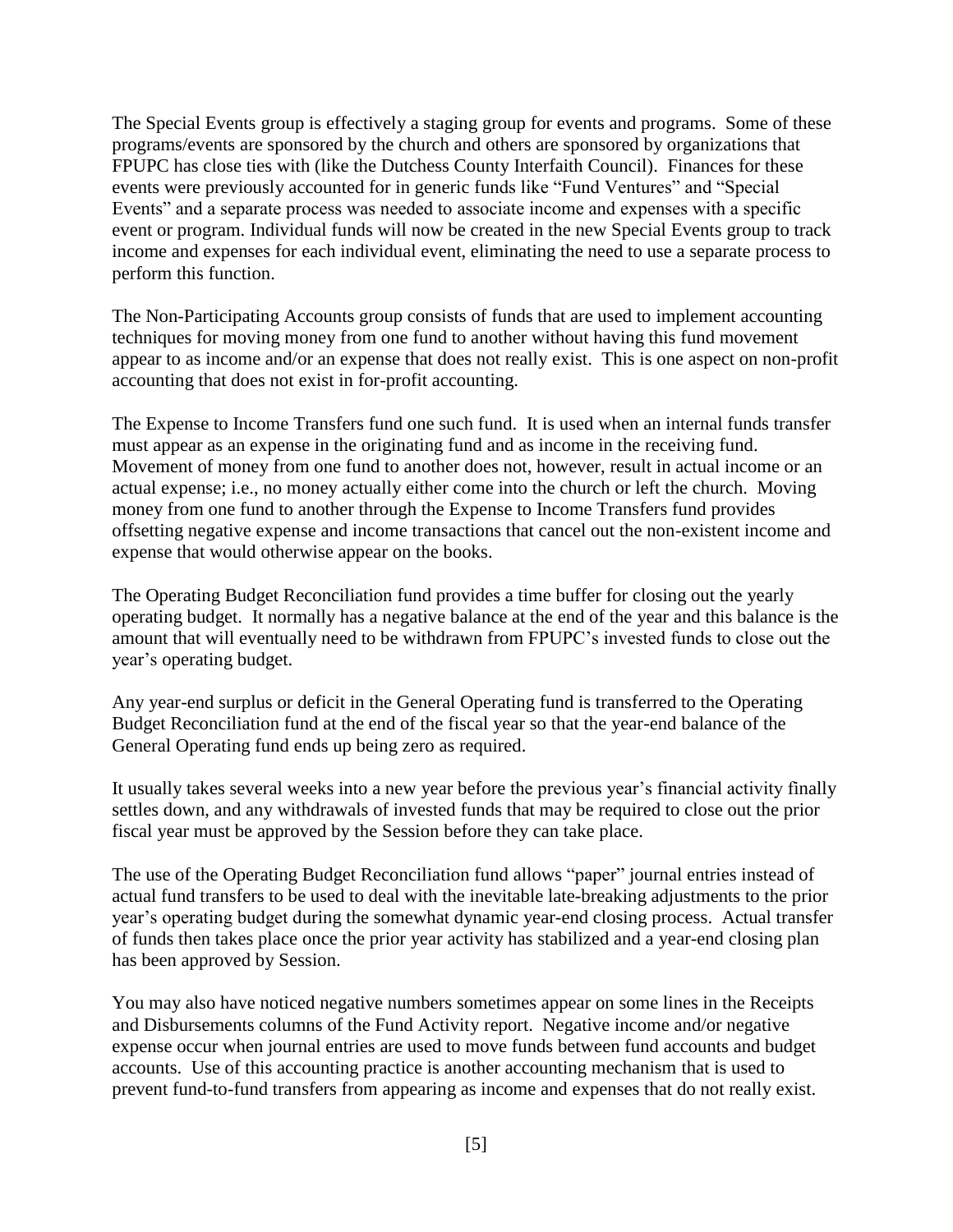The Special Events group is effectively a staging group for events and programs. Some of these programs/events are sponsored by the church and others are sponsored by organizations that FPUPC has close ties with (like the Dutchess County Interfaith Council). Finances for these events were previously accounted for in generic funds like "Fund Ventures" and "Special Events" and a separate process was needed to associate income and expenses with a specific event or program. Individual funds will now be created in the new Special Events group to track income and expenses for each individual event, eliminating the need to use a separate process to perform this function.

The Non-Participating Accounts group consists of funds that are used to implement accounting techniques for moving money from one fund to another without having this fund movement appear to as income and/or an expense that does not really exist. This is one aspect on non-profit accounting that does not exist in for-profit accounting.

The Expense to Income Transfers fund one such fund. It is used when an internal funds transfer must appear as an expense in the originating fund and as income in the receiving fund. Movement of money from one fund to another does not, however, result in actual income or an actual expense; i.e., no money actually either come into the church or left the church. Moving money from one fund to another through the Expense to Income Transfers fund provides offsetting negative expense and income transactions that cancel out the non-existent income and expense that would otherwise appear on the books.

The Operating Budget Reconciliation fund provides a time buffer for closing out the yearly operating budget. It normally has a negative balance at the end of the year and this balance is the amount that will eventually need to be withdrawn from FPUPC's invested funds to close out the year's operating budget.

Any year-end surplus or deficit in the General Operating fund is transferred to the Operating Budget Reconciliation fund at the end of the fiscal year so that the year-end balance of the General Operating fund ends up being zero as required.

It usually takes several weeks into a new year before the previous year's financial activity finally settles down, and any withdrawals of invested funds that may be required to close out the prior fiscal year must be approved by the Session before they can take place.

The use of the Operating Budget Reconciliation fund allows "paper" journal entries instead of actual fund transfers to be used to deal with the inevitable late-breaking adjustments to the prior year's operating budget during the somewhat dynamic year-end closing process. Actual transfer of funds then takes place once the prior year activity has stabilized and a year-end closing plan has been approved by Session.

You may also have noticed negative numbers sometimes appear on some lines in the Receipts and Disbursements columns of the Fund Activity report. Negative income and/or negative expense occur when journal entries are used to move funds between fund accounts and budget accounts. Use of this accounting practice is another accounting mechanism that is used to prevent fund-to-fund transfers from appearing as income and expenses that do not really exist.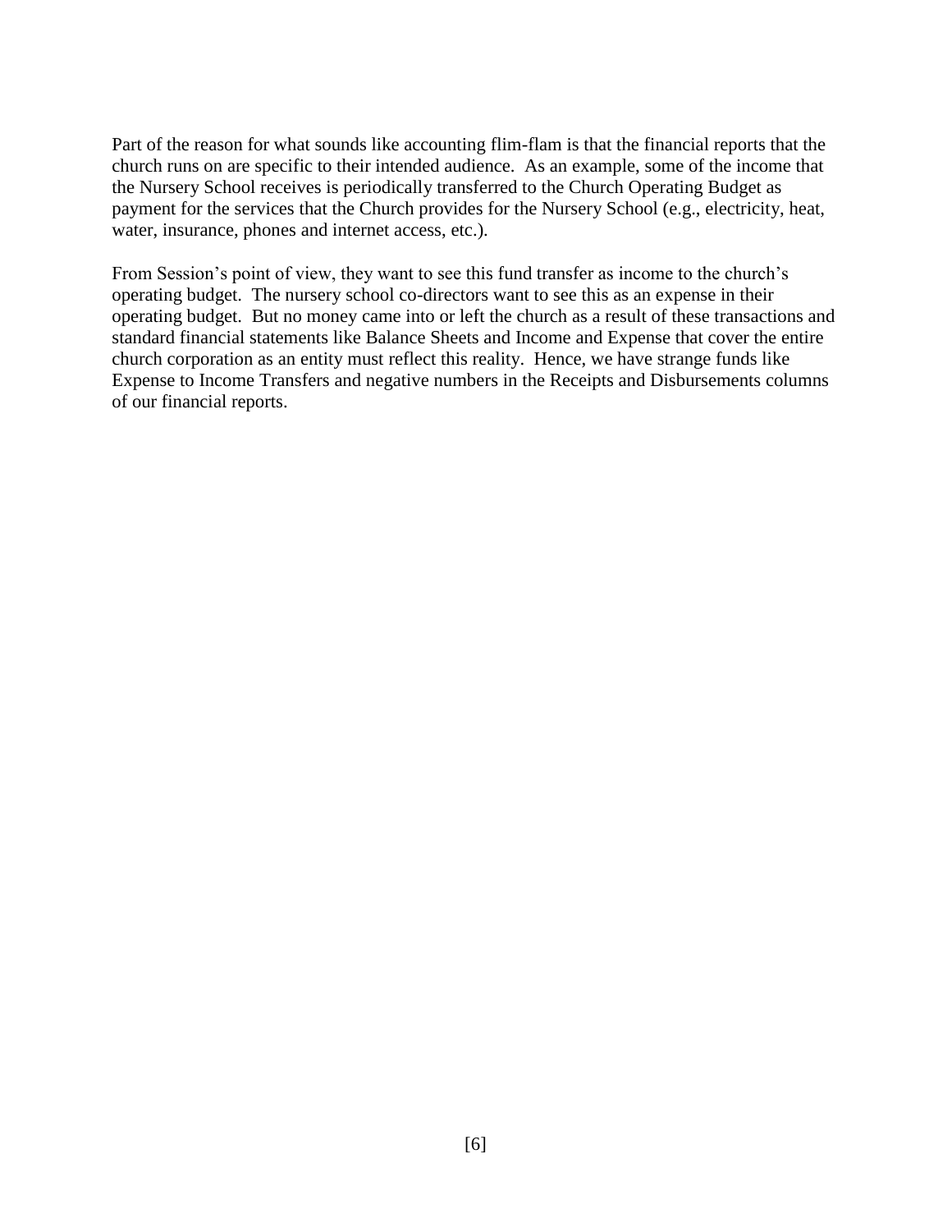Part of the reason for what sounds like accounting flim-flam is that the financial reports that the church runs on are specific to their intended audience. As an example, some of the income that the Nursery School receives is periodically transferred to the Church Operating Budget as payment for the services that the Church provides for the Nursery School (e.g., electricity, heat, water, insurance, phones and internet access, etc.).

From Session's point of view, they want to see this fund transfer as income to the church's operating budget. The nursery school co-directors want to see this as an expense in their operating budget. But no money came into or left the church as a result of these transactions and standard financial statements like Balance Sheets and Income and Expense that cover the entire church corporation as an entity must reflect this reality. Hence, we have strange funds like Expense to Income Transfers and negative numbers in the Receipts and Disbursements columns of our financial reports.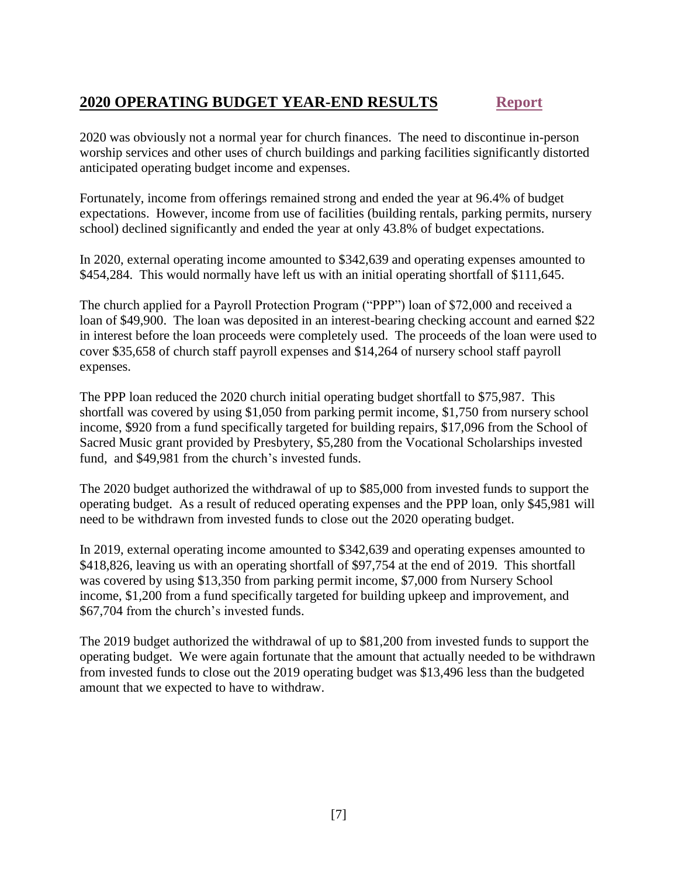## **2020 OPERATING BUDGET YEAR-END RESULTS** **Report**

2020 was obviously not a normal year for church finances. The need to discontinue in-person worship services and other uses of church buildings and parking facilities significantly distorted anticipated operating budget income and expenses.

Fortunately, income from offerings remained strong and ended the year at 96.4% of budget expectations. However, income from use of facilities (building rentals, parking permits, nursery school) declined significantly and ended the year at only 43.8% of budget expectations.

In 2020, external operating income amounted to $342,639 and operating expenses amounted to $454,284. This would normally have left us with an initial operating shortfall of $111,645.

The church applied for a Payroll Protection Program ("PPP") loan of $72,000 and received a loan of $49,900. The loan was deposited in an interest-bearing checking account and earned $22 in interest before the loan proceeds were completely used. The proceeds of the loan were used to cover $35,658 of church staff payroll expenses and $14,264 of nursery school staff payroll expenses.

The PPP loan reduced the 2020 church initial operating budget shortfall to $75,987. This shortfall was covered by using $1,050 from parking permit income, $1,750 from nursery school income, $920 from a fund specifically targeted for building repairs, $17,096 from the School of Sacred Music grant provided by Presbytery, $5,280 from the Vocational Scholarships invested fund, and $49,981 from the church's invested funds.

The 2020 budget authorized the withdrawal of up to $85,000 from invested funds to support the operating budget. As a result of reduced operating expenses and the PPP loan, only $45,981 will need to be withdrawn from invested funds to close out the 2020 operating budget.

In 2019, external operating income amounted to $342,639 and operating expenses amounted to $418,826, leaving us with an operating shortfall of $97,754 at the end of 2019. This shortfall was covered by using $13,350 from parking permit income, $7,000 from Nursery School income, $1,200 from a fund specifically targeted for building upkeep and improvement, and $67,704 from the church's invested funds.

The 2019 budget authorized the withdrawal of up to $81,200 from invested funds to support the operating budget. We were again fortunate that the amount that actually needed to be withdrawn from invested funds to close out the 2019 operating budget was $13,496 less than the budgeted amount that we expected to have to withdraw.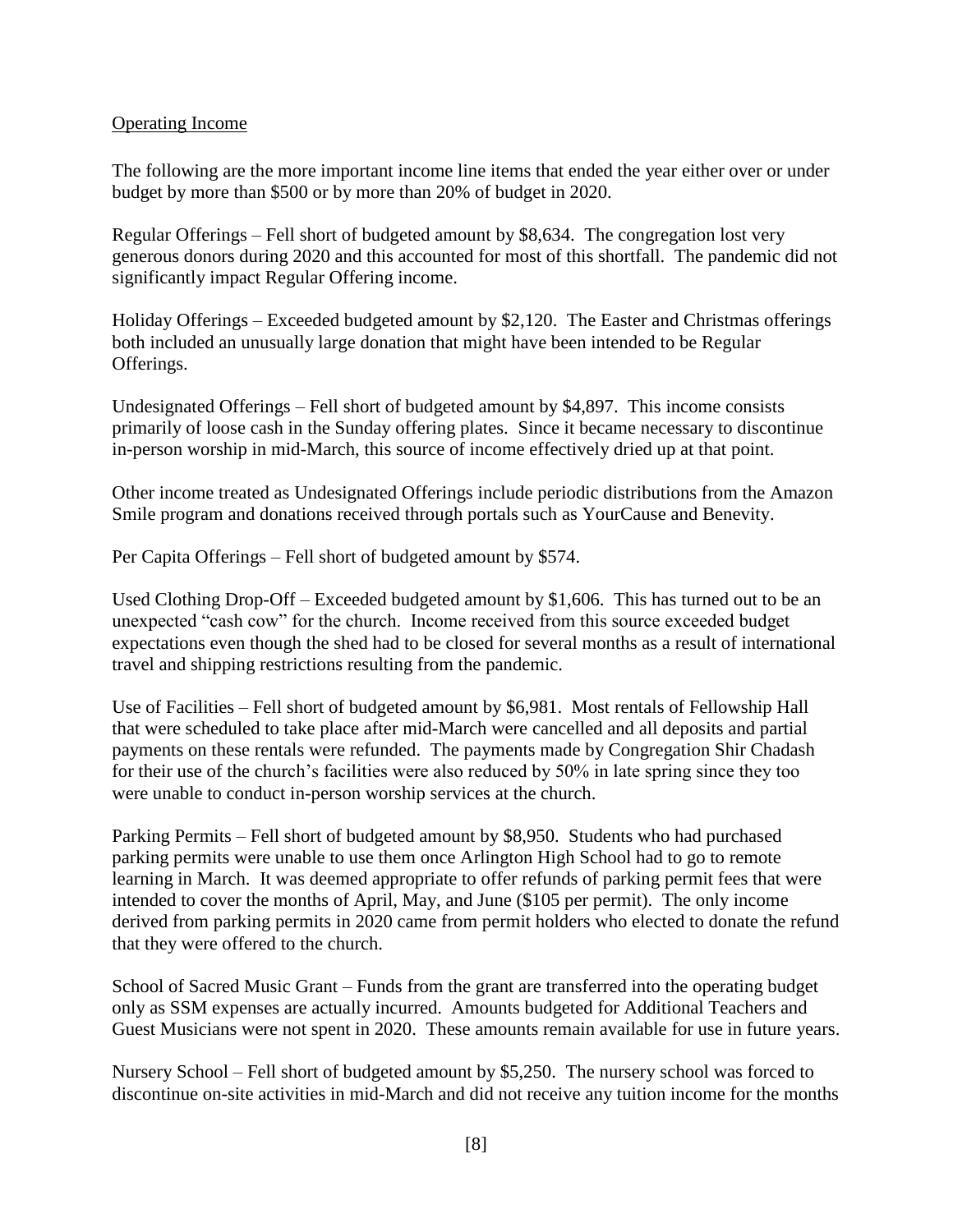## Operating Income

The following are the more important income line items that ended the year either over or under budget by more than $500 or by more than 20% of budget in 2020.

Regular Offerings – Fell short of budgeted amount by $8,634. The congregation lost very generous donors during 2020 and this accounted for most of this shortfall. The pandemic did not significantly impact Regular Offering income.

Holiday Offerings – Exceeded budgeted amount by $2,120. The Easter and Christmas offerings both included an unusually large donation that might have been intended to be Regular Offerings.

Undesignated Offerings – Fell short of budgeted amount by $4,897. This income consists primarily of loose cash in the Sunday offering plates. Since it became necessary to discontinue in-person worship in mid-March, this source of income effectively dried up at that point.

Other income treated as Undesignated Offerings include periodic distributions from the Amazon Smile program and donations received through portals such as YourCause and Benevity.

Per Capita Offerings – Fell short of budgeted amount by $574.

Used Clothing Drop-Off – Exceeded budgeted amount by $1,606. This has turned out to be an unexpected "cash cow" for the church. Income received from this source exceeded budget expectations even though the shed had to be closed for several months as a result of international travel and shipping restrictions resulting from the pandemic.

Use of Facilities – Fell short of budgeted amount by $6,981. Most rentals of Fellowship Hall that were scheduled to take place after mid-March were cancelled and all deposits and partial payments on these rentals were refunded. The payments made by Congregation Shir Chadash for their use of the church's facilities were also reduced by 50% in late spring since they too were unable to conduct in-person worship services at the church.

Parking Permits – Fell short of budgeted amount by $8,950. Students who had purchased parking permits were unable to use them once Arlington High School had to go to remote learning in March. It was deemed appropriate to offer refunds of parking permit fees that were intended to cover the months of April, May, and June ($105 per permit). The only income derived from parking permits in 2020 came from permit holders who elected to donate the refund that they were offered to the church.

School of Sacred Music Grant – Funds from the grant are transferred into the operating budget only as SSM expenses are actually incurred. Amounts budgeted for Additional Teachers and Guest Musicians were not spent in 2020. These amounts remain available for use in future years.

Nursery School – Fell short of budgeted amount by $5,250. The nursery school was forced to discontinue on-site activities in mid-March and did not receive any tuition income for the months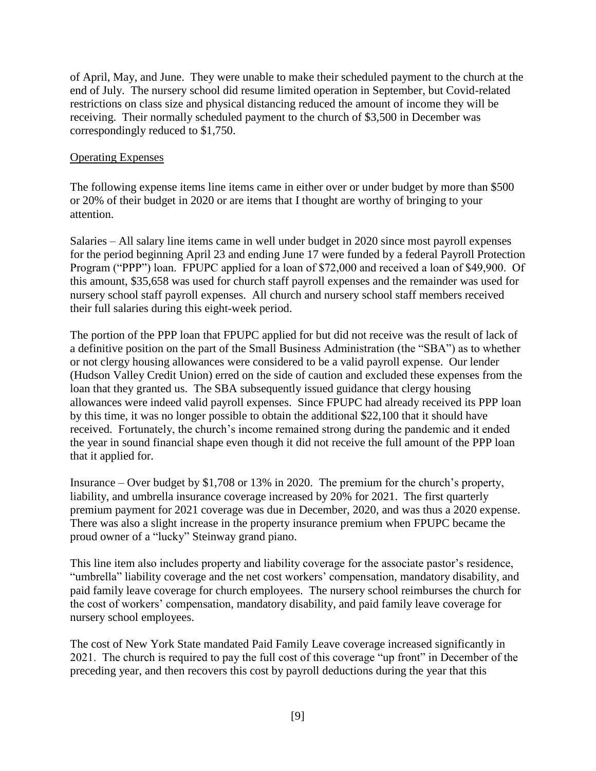of April, May, and June. They were unable to make their scheduled payment to the church at the end of July. The nursery school did resume limited operation in September, but Covid-related restrictions on class size and physical distancing reduced the amount of income they will be receiving. Their normally scheduled payment to the church of $3,500 in December was correspondingly reduced to $1,750.

## Operating Expenses

The following expense items line items came in either over or under budget by more than $500 or 20% of their budget in 2020 or are items that I thought are worthy of bringing to your attention.

Salaries – All salary line items came in well under budget in 2020 since most payroll expenses for the period beginning April 23 and ending June 17 were funded by a federal Payroll Protection Program ("PPP") loan. FPUPC applied for a loan of $72,000 and received a loan of $49,900. Of this amount, $35,658 was used for church staff payroll expenses and the remainder was used for nursery school staff payroll expenses. All church and nursery school staff members received their full salaries during this eight-week period.

The portion of the PPP loan that FPUPC applied for but did not receive was the result of lack of a definitive position on the part of the Small Business Administration (the "SBA") as to whether or not clergy housing allowances were considered to be a valid payroll expense. Our lender (Hudson Valley Credit Union) erred on the side of caution and excluded these expenses from the loan that they granted us. The SBA subsequently issued guidance that clergy housing allowances were indeed valid payroll expenses. Since FPUPC had already received its PPP loan by this time, it was no longer possible to obtain the additional $22,100 that it should have received. Fortunately, the church's income remained strong during the pandemic and it ended the year in sound financial shape even though it did not receive the full amount of the PPP loan that it applied for.

Insurance – Over budget by $1,708 or 13% in 2020. The premium for the church's property, liability, and umbrella insurance coverage increased by 20% for 2021. The first quarterly premium payment for 2021 coverage was due in December, 2020, and was thus a 2020 expense. There was also a slight increase in the property insurance premium when FPUPC became the proud owner of a "lucky" Steinway grand piano.

This line item also includes property and liability coverage for the associate pastor's residence, "umbrella" liability coverage and the net cost workers' compensation, mandatory disability, and paid family leave coverage for church employees. The nursery school reimburses the church for the cost of workers' compensation, mandatory disability, and paid family leave coverage for nursery school employees.

The cost of New York State mandated Paid Family Leave coverage increased significantly in 2021. The church is required to pay the full cost of this coverage "up front" in December of the preceding year, and then recovers this cost by payroll deductions during the year that this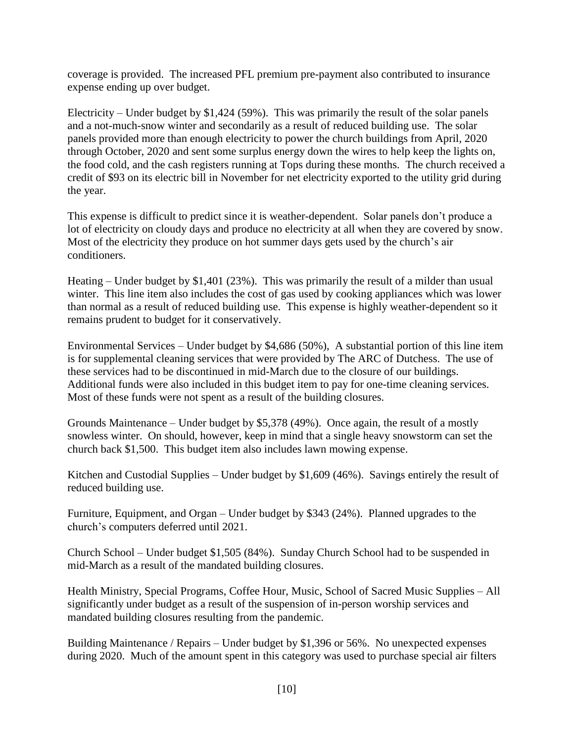coverage is provided. The increased PFL premium pre-payment also contributed to insurance expense ending up over budget.

Electricity – Under budget by $1,424 (59%). This was primarily the result of the solar panels and a not-much-snow winter and secondarily as a result of reduced building use. The solar panels provided more than enough electricity to power the church buildings from April, 2020 through October, 2020 and sent some surplus energy down the wires to help keep the lights on, the food cold, and the cash registers running at Tops during these months. The church received a credit of $93 on its electric bill in November for net electricity exported to the utility grid during the year.

This expense is difficult to predict since it is weather-dependent. Solar panels don't produce a lot of electricity on cloudy days and produce no electricity at all when they are covered by snow. Most of the electricity they produce on hot summer days gets used by the church's air conditioners.

Heating – Under budget by $1,401 (23%). This was primarily the result of a milder than usual winter. This line item also includes the cost of gas used by cooking appliances which was lower than normal as a result of reduced building use. This expense is highly weather-dependent so it remains prudent to budget for it conservatively.

Environmental Services – Under budget by $4,686 (50%), A substantial portion of this line item is for supplemental cleaning services that were provided by The ARC of Dutchess. The use of these services had to be discontinued in mid-March due to the closure of our buildings. Additional funds were also included in this budget item to pay for one-time cleaning services. Most of these funds were not spent as a result of the building closures.

Grounds Maintenance – Under budget by $5,378 (49%). Once again, the result of a mostly snowless winter. On should, however, keep in mind that a single heavy snowstorm can set the church back $1,500. This budget item also includes lawn mowing expense.

Kitchen and Custodial Supplies – Under budget by $1,609 (46%). Savings entirely the result of reduced building use.

Furniture, Equipment, and Organ – Under budget by $343 (24%). Planned upgrades to the church's computers deferred until 2021.

Church School – Under budget $1,505 (84%). Sunday Church School had to be suspended in mid-March as a result of the mandated building closures.

Health Ministry, Special Programs, Coffee Hour, Music, School of Sacred Music Supplies – All significantly under budget as a result of the suspension of in-person worship services and mandated building closures resulting from the pandemic.

Building Maintenance / Repairs – Under budget by $1,396 or 56%. No unexpected expenses during 2020. Much of the amount spent in this category was used to purchase special air filters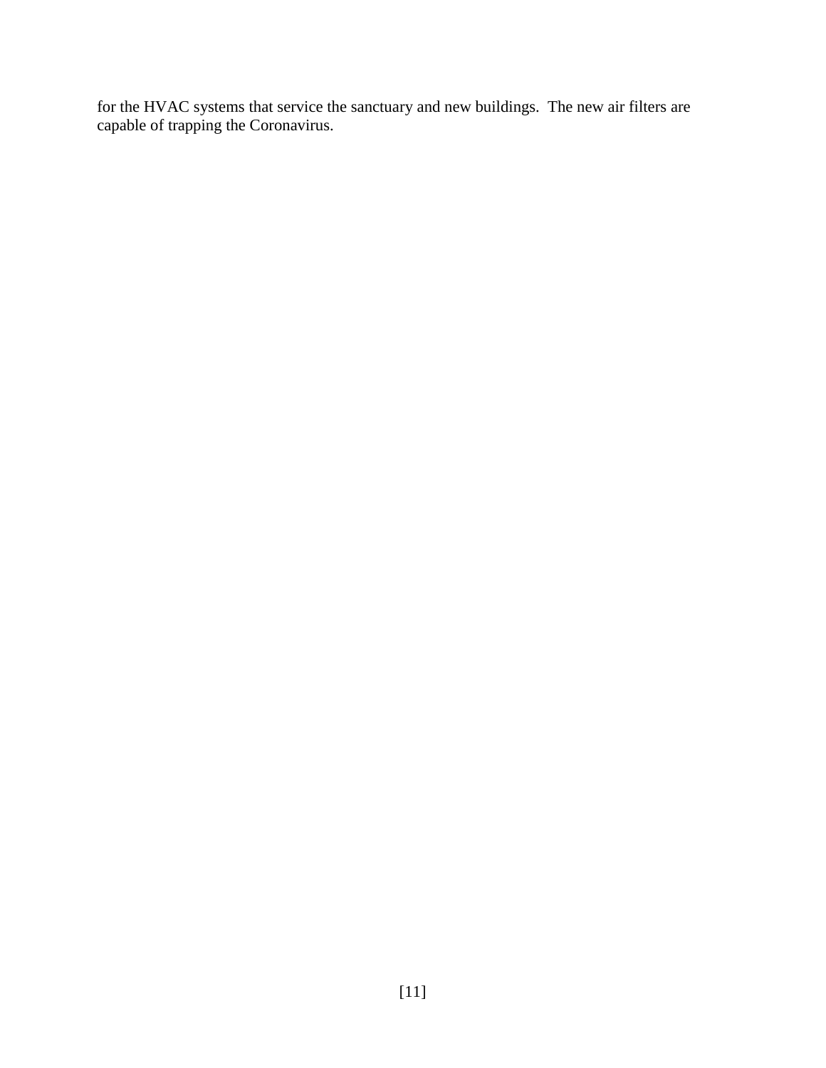for the HVAC systems that service the sanctuary and new buildings. The new air filters are capable of trapping the Coronavirus.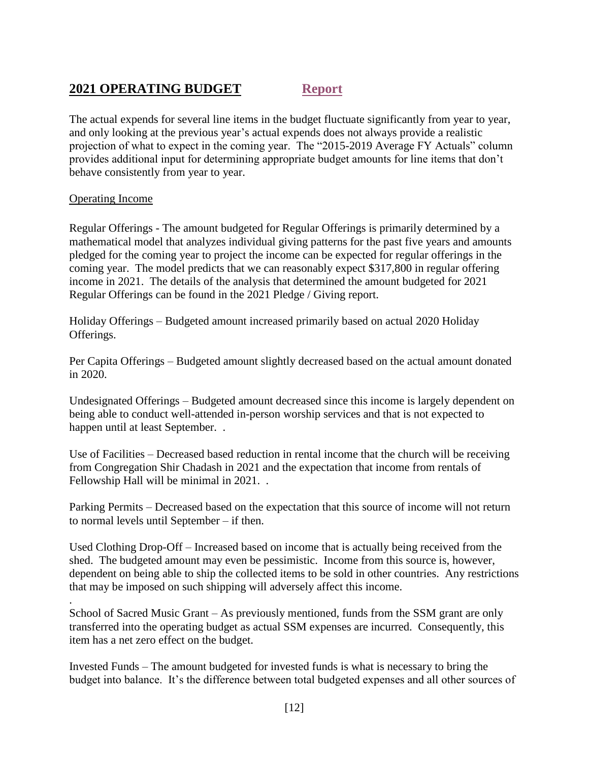## **2021 OPERATING BUDGET** Report

The actual expends for several line items in the budget fluctuate significantly from year to year, and only looking at the previous year's actual expends does not always provide a realistic projection of what to expect in the coming year. The "2015-2019 Average FY Actuals" column provides additional input for determining appropriate budget amounts for line items that don't behave consistently from year to year.

### Operating Income

Regular Offerings - The amount budgeted for Regular Offerings is primarily determined by a mathematical model that analyzes individual giving patterns for the past five years and amounts pledged for the coming year to project the income can be expected for regular offerings in the coming year. The model predicts that we can reasonably expect $317,800 in regular offering income in 2021. The details of the analysis that determined the amount budgeted for 2021 Regular Offerings can be found in the 2021 Pledge / Giving report.

Holiday Offerings – Budgeted amount increased primarily based on actual 2020 Holiday Offerings.

Per Capita Offerings – Budgeted amount slightly decreased based on the actual amount donated in 2020.

Undesignated Offerings – Budgeted amount decreased since this income is largely dependent on being able to conduct well-attended in-person worship services and that is not expected to happen until at least September. .

Use of Facilities – Decreased based reduction in rental income that the church will be receiving from Congregation Shir Chadash in 2021 and the expectation that income from rentals of Fellowship Hall will be minimal in 2021. .

Parking Permits – Decreased based on the expectation that this source of income will not return to normal levels until September – if then.

Used Clothing Drop-Off – Increased based on income that is actually being received from the shed. The budgeted amount may even be pessimistic. Income from this source is, however, dependent on being able to ship the collected items to be sold in other countries. Any restrictions that may be imposed on such shipping will adversely affect this income.

.

School of Sacred Music Grant – As previously mentioned, funds from the SSM grant are only transferred into the operating budget as actual SSM expenses are incurred. Consequently, this item has a net zero effect on the budget.

Invested Funds – The amount budgeted for invested funds is what is necessary to bring the budget into balance. It's the difference between total budgeted expenses and all other sources of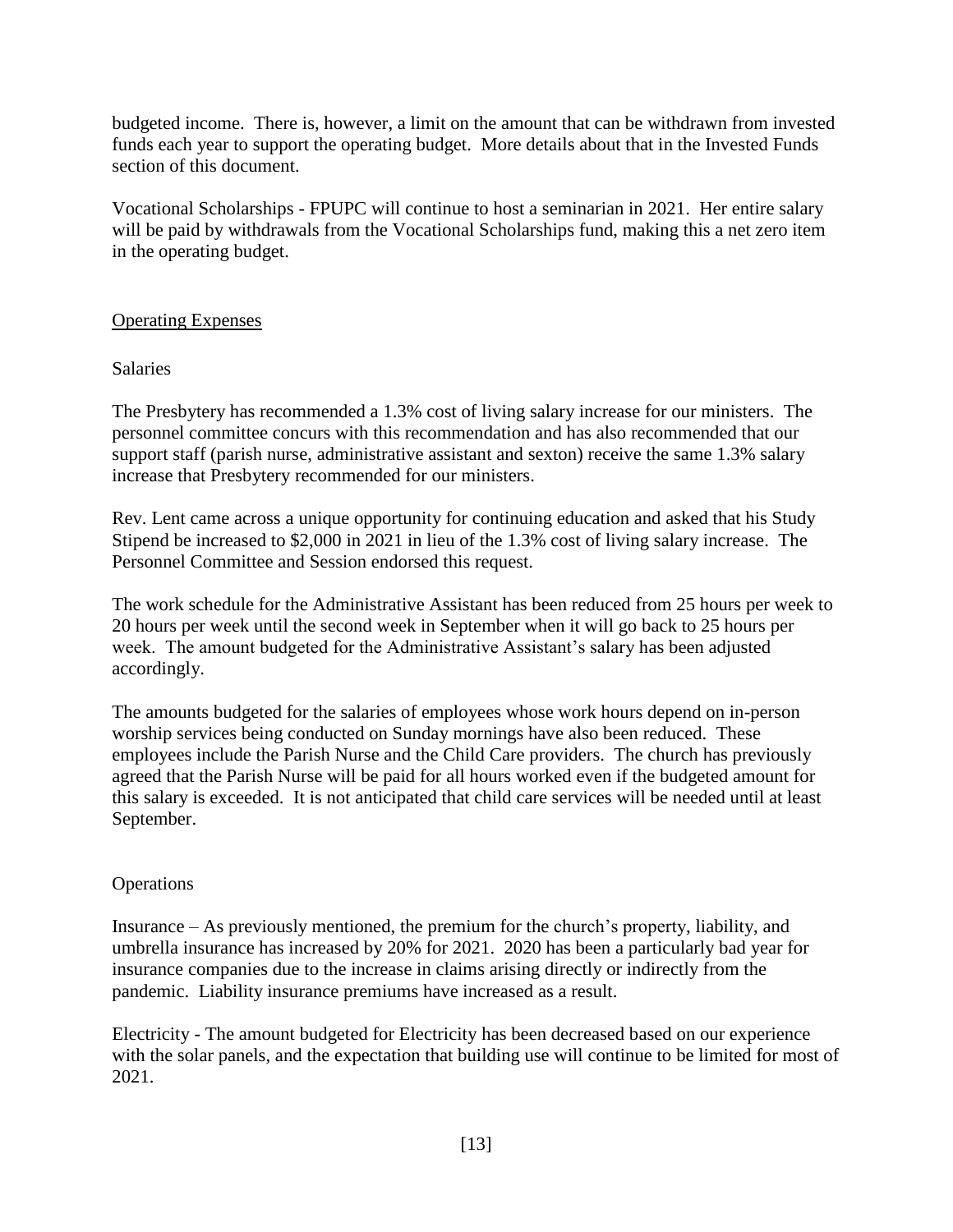budgeted income. There is, however, a limit on the amount that can be withdrawn from invested funds each year to support the operating budget. More details about that in the Invested Funds section of this document.

Vocational Scholarships - FPUPC will continue to host a seminarian in 2021. Her entire salary will be paid by withdrawals from the Vocational Scholarships fund, making this a net zero item in the operating budget.

## Operating Expenses

### Salaries

The Presbytery has recommended a 1.3% cost of living salary increase for our ministers. The personnel committee concurs with this recommendation and has also recommended that our support staff (parish nurse, administrative assistant and sexton) receive the same 1.3% salary increase that Presbytery recommended for our ministers.

Rev. Lent came across a unique opportunity for continuing education and asked that his Study Stipend be increased to $2,000 in 2021 in lieu of the 1.3% cost of living salary increase. The Personnel Committee and Session endorsed this request.

The work schedule for the Administrative Assistant has been reduced from 25 hours per week to 20 hours per week until the second week in September when it will go back to 25 hours per week. The amount budgeted for the Administrative Assistant's salary has been adjusted accordingly.

The amounts budgeted for the salaries of employees whose work hours depend on in-person worship services being conducted on Sunday mornings have also been reduced. These employees include the Parish Nurse and the Child Care providers. The church has previously agreed that the Parish Nurse will be paid for all hours worked even if the budgeted amount for this salary is exceeded. It is not anticipated that child care services will be needed until at least September.

### Operations

Insurance – As previously mentioned, the premium for the church's property, liability, and umbrella insurance has increased by 20% for 2021. 2020 has been a particularly bad year for insurance companies due to the increase in claims arising directly or indirectly from the pandemic. Liability insurance premiums have increased as a result.

Electricity - The amount budgeted for Electricity has been decreased based on our experience with the solar panels, and the expectation that building use will continue to be limited for most of 2021.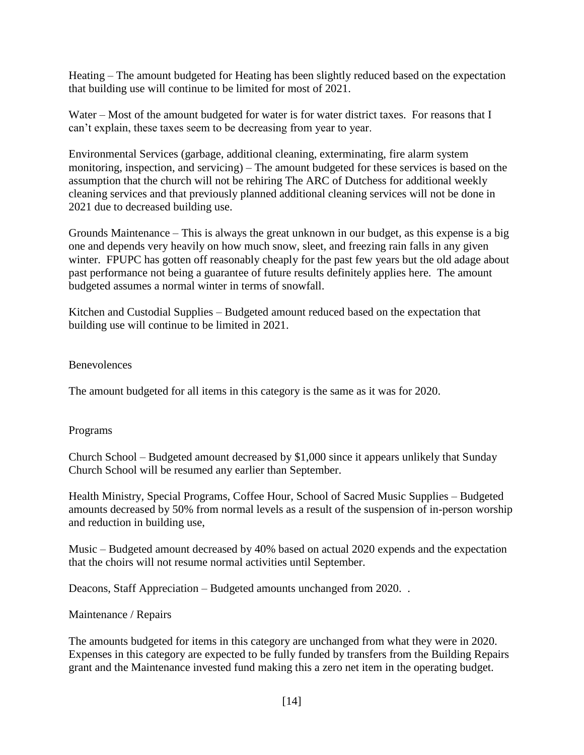Heating – The amount budgeted for Heating has been slightly reduced based on the expectation that building use will continue to be limited for most of 2021.

Water – Most of the amount budgeted for water is for water district taxes. For reasons that I can't explain, these taxes seem to be decreasing from year to year.

Environmental Services (garbage, additional cleaning, exterminating, fire alarm system monitoring, inspection, and servicing) – The amount budgeted for these services is based on the assumption that the church will not be rehiring The ARC of Dutchess for additional weekly cleaning services and that previously planned additional cleaning services will not be done in 2021 due to decreased building use.

Grounds Maintenance – This is always the great unknown in our budget, as this expense is a big one and depends very heavily on how much snow, sleet, and freezing rain falls in any given winter. FPUPC has gotten off reasonably cheaply for the past few years but the old adage about past performance not being a guarantee of future results definitely applies here. The amount budgeted assumes a normal winter in terms of snowfall.

Kitchen and Custodial Supplies – Budgeted amount reduced based on the expectation that building use will continue to be limited in 2021.

## Benevolences

The amount budgeted for all items in this category is the same as it was for 2020.

## Programs

Church School – Budgeted amount decreased by $1,000 since it appears unlikely that Sunday Church School will be resumed any earlier than September.

Health Ministry, Special Programs, Coffee Hour, School of Sacred Music Supplies – Budgeted amounts decreased by 50% from normal levels as a result of the suspension of in-person worship and reduction in building use,

Music – Budgeted amount decreased by 40% based on actual 2020 expends and the expectation that the choirs will not resume normal activities until September.

Deacons, Staff Appreciation – Budgeted amounts unchanged from 2020. .

## Maintenance / Repairs

The amounts budgeted for items in this category are unchanged from what they were in 2020. Expenses in this category are expected to be fully funded by transfers from the Building Repairs grant and the Maintenance invested fund making this a zero net item in the operating budget.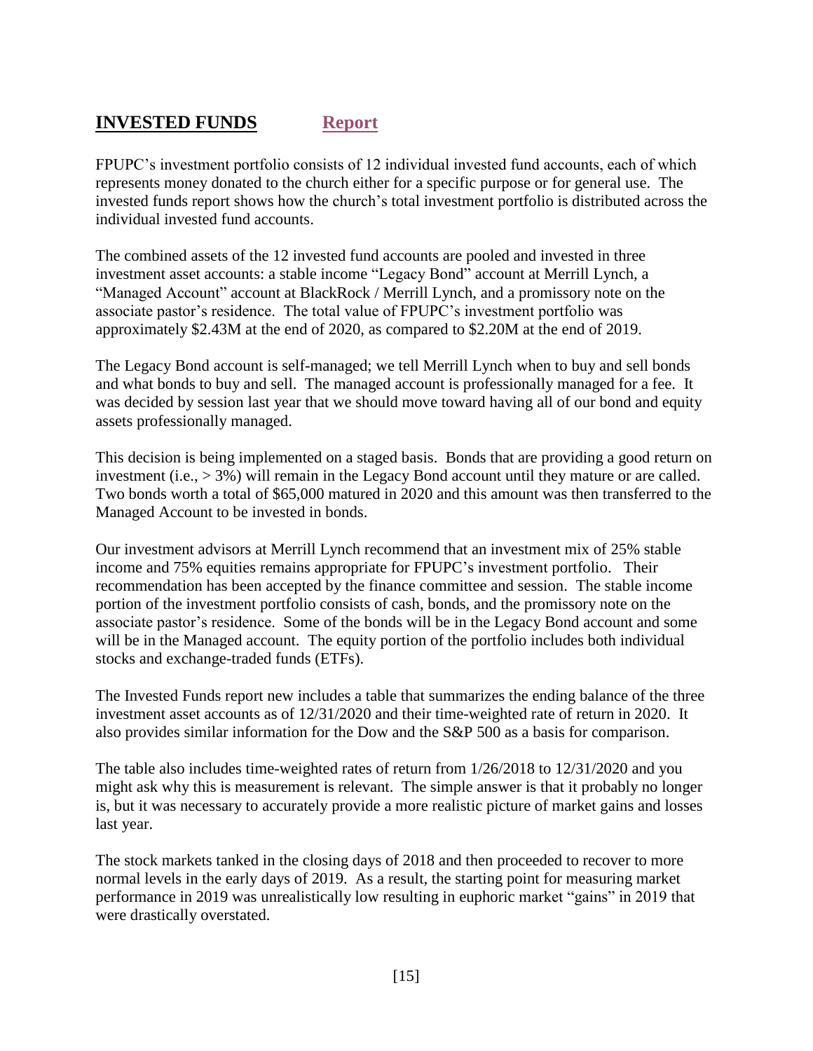## INVESTED FUNDS Report

FPUPC's investment portfolio consists of 12 individual invested fund accounts, each of which represents money donated to the church either for a specific purpose or for general use. The invested funds report shows how the church's total investment portfolio is distributed across the individual invested fund accounts.

The combined assets of the 12 invested fund accounts are pooled and invested in three investment asset accounts: a stable income "Legacy Bond" account at Merrill Lynch, a "Managed Account" account at BlackRock / Merrill Lynch, and a promissory note on the associate pastor's residence. The total value of FPUPC's investment portfolio was approximately \$2.43M at the end of 2020, as compared to \$2.20M at the end of 2019.

The Legacy Bond account is self-managed; we tell Merrill Lynch when to buy and sell bonds and what bonds to buy and sell. The managed account is professionally managed for a fee. It was decided by session last year that we should move toward having all of our bond and equity assets professionally managed.

This decision is being implemented on a staged basis. Bonds that are providing a good return on investment (i.e., > 3%) will remain in the Legacy Bond account until they mature or are called. Two bonds worth a total of \$65,000 matured in 2020 and this amount was then transferred to the Managed Account to be invested in bonds.

Our investment advisors at Merrill Lynch recommend that an investment mix of 25% stable income and 75% equities remains appropriate for FPUPC's investment portfolio. Their recommendation has been accepted by the finance committee and session. The stable income portion of the investment portfolio consists of cash, bonds, and the promissory note on the associate pastor's residence. Some of the bonds will be in the Legacy Bond account and some will be in the Managed account. The equity portion of the portfolio includes both individual stocks and exchange-traded funds (ETFs).

The Invested Funds report new includes a table that summarizes the ending balance of the three investment asset accounts as of 12/31/2020 and their time-weighted rate of return in 2020. It also provides similar information for the Dow and the S&P 500 as a basis for comparison.

The table also includes time-weighted rates of return from 1/26/2018 to 12/31/2020 and you might ask why this is measurement is relevant. The simple answer is that it probably no longer is, but it was necessary to accurately provide a more realistic picture of market gains and losses last year.

The stock markets tanked in the closing days of 2018 and then proceeded to recover to more normal levels in the early days of 2019. As a result, the starting point for measuring market performance in 2019 was unrealistically low resulting in euphoric market "gains" in 2019 that were drastically overstated.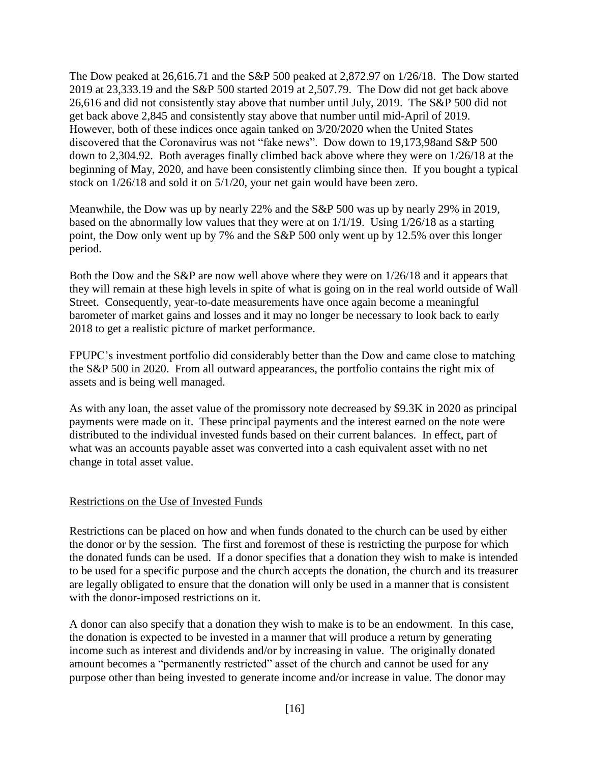The Dow peaked at 26,616.71 and the S&P 500 peaked at 2,872.97 on 1/26/18. The Dow started 2019 at 23,333.19 and the S&P 500 started 2019 at 2,507.79. The Dow did not get back above 26,616 and did not consistently stay above that number until July, 2019. The S&P 500 did not get back above 2,845 and consistently stay above that number until mid-April of 2019. However, both of these indices once again tanked on 3/20/2020 when the United States discovered that the Coronavirus was not "fake news". Dow down to 19,173,98and S&P 500 down to 2,304.92. Both averages finally climbed back above where they were on 1/26/18 at the beginning of May, 2020, and have been consistently climbing since then. If you bought a typical stock on 1/26/18 and sold it on 5/1/20, your net gain would have been zero.

Meanwhile, the Dow was up by nearly 22% and the S&P 500 was up by nearly 29% in 2019, based on the abnormally low values that they were at on 1/1/19. Using 1/26/18 as a starting point, the Dow only went up by 7% and the S&P 500 only went up by 12.5% over this longer period.

Both the Dow and the S&P are now well above where they were on 1/26/18 and it appears that they will remain at these high levels in spite of what is going on in the real world outside of Wall Street. Consequently, year-to-date measurements have once again become a meaningful barometer of market gains and losses and it may no longer be necessary to look back to early 2018 to get a realistic picture of market performance.

FPUPC's investment portfolio did considerably better than the Dow and came close to matching the S&P 500 in 2020. From all outward appearances, the portfolio contains the right mix of assets and is being well managed.

As with any loan, the asset value of the promissory note decreased by $9.3K in 2020 as principal payments were made on it. These principal payments and the interest earned on the note were distributed to the individual invested funds based on their current balances. In effect, part of what was an accounts payable asset was converted into a cash equivalent asset with no net change in total asset value.

## Restrictions on the Use of Invested Funds

Restrictions can be placed on how and when funds donated to the church can be used by either the donor or by the session. The first and foremost of these is restricting the purpose for which the donated funds can be used. If a donor specifies that a donation they wish to make is intended to be used for a specific purpose and the church accepts the donation, the church and its treasurer are legally obligated to ensure that the donation will only be used in a manner that is consistent with the donor-imposed restrictions on it.

A donor can also specify that a donation they wish to make is to be an endowment. In this case, the donation is expected to be invested in a manner that will produce a return by generating income such as interest and dividends and/or by increasing in value. The originally donated amount becomes a "permanently restricted" asset of the church and cannot be used for any purpose other than being invested to generate income and/or increase in value. The donor may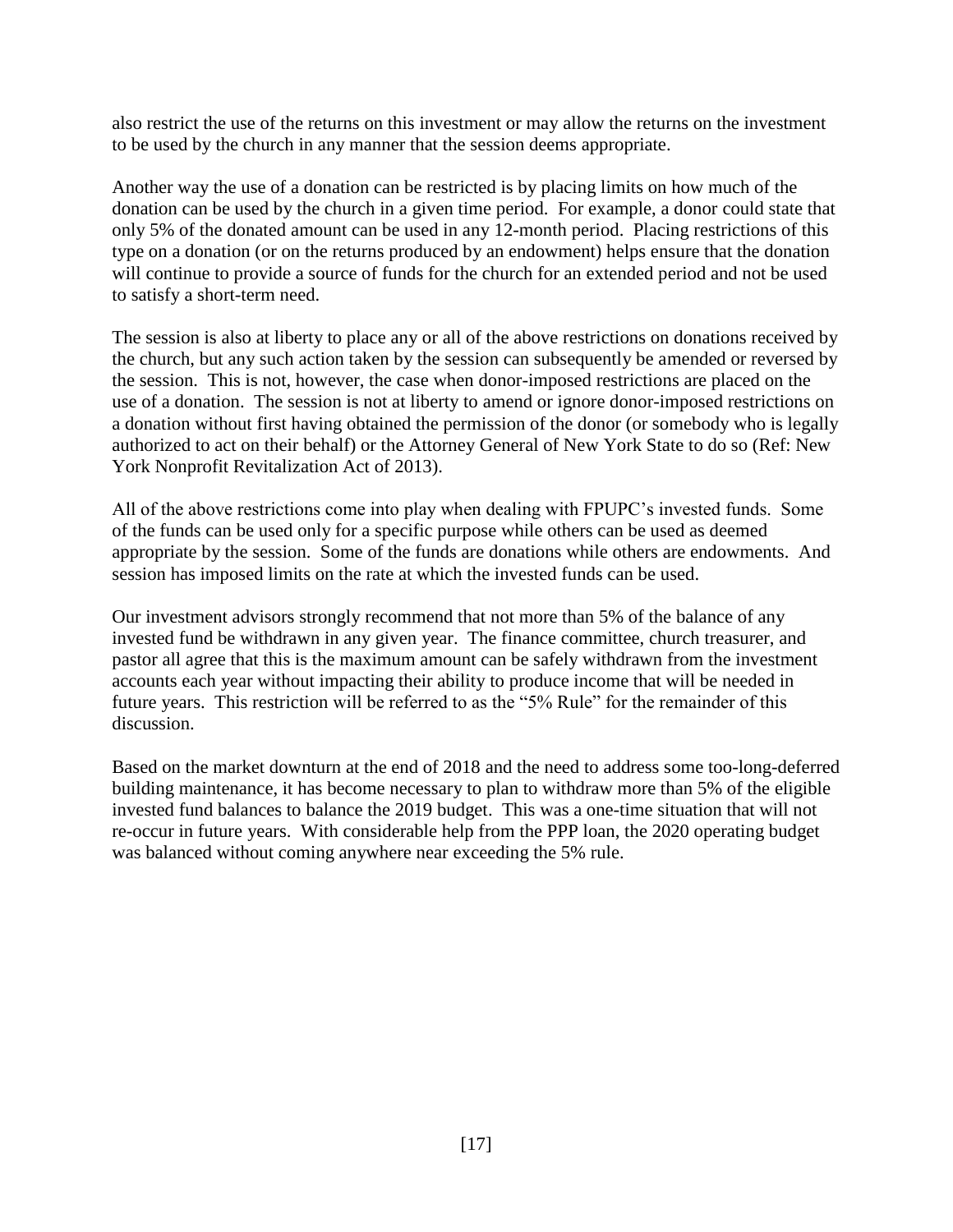also restrict the use of the returns on this investment or may allow the returns on the investment to be used by the church in any manner that the session deems appropriate.

Another way the use of a donation can be restricted is by placing limits on how much of the donation can be used by the church in a given time period. For example, a donor could state that only 5% of the donated amount can be used in any 12-month period. Placing restrictions of this type on a donation (or on the returns produced by an endowment) helps ensure that the donation will continue to provide a source of funds for the church for an extended period and not be used to satisfy a short-term need.

The session is also at liberty to place any or all of the above restrictions on donations received by the church, but any such action taken by the session can subsequently be amended or reversed by the session. This is not, however, the case when donor-imposed restrictions are placed on the use of a donation. The session is not at liberty to amend or ignore donor-imposed restrictions on a donation without first having obtained the permission of the donor (or somebody who is legally authorized to act on their behalf) or the Attorney General of New York State to do so (Ref: New York Nonprofit Revitalization Act of 2013).

All of the above restrictions come into play when dealing with FPUPC's invested funds. Some of the funds can be used only for a specific purpose while others can be used as deemed appropriate by the session. Some of the funds are donations while others are endowments. And session has imposed limits on the rate at which the invested funds can be used.

Our investment advisors strongly recommend that not more than 5% of the balance of any invested fund be withdrawn in any given year. The finance committee, church treasurer, and pastor all agree that this is the maximum amount can be safely withdrawn from the investment accounts each year without impacting their ability to produce income that will be needed in future years. This restriction will be referred to as the "5% Rule" for the remainder of this discussion.

Based on the market downturn at the end of 2018 and the need to address some too-long-deferred building maintenance, it has become necessary to plan to withdraw more than 5% of the eligible invested fund balances to balance the 2019 budget. This was a one-time situation that will not re-occur in future years. With considerable help from the PPP loan, the 2020 operating budget was balanced without coming anywhere near exceeding the 5% rule.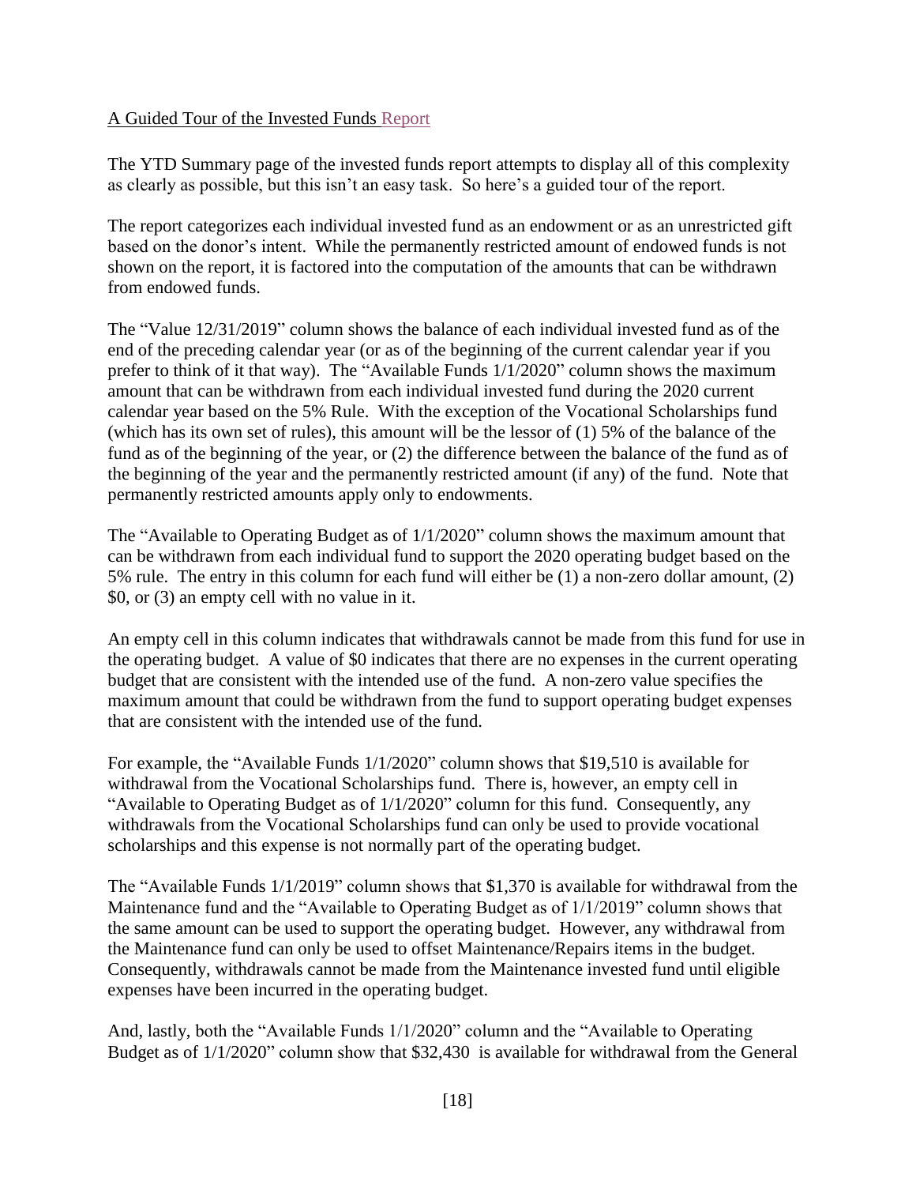A Guided Tour of the Invested Funds Report

The YTD Summary page of the invested funds report attempts to display all of this complexity as clearly as possible, but this isn't an easy task. So here's a guided tour of the report.

The report categorizes each individual invested fund as an endowment or as an unrestricted gift based on the donor's intent. While the permanently restricted amount of endowed funds is not shown on the report, it is factored into the computation of the amounts that can be withdrawn from endowed funds.

The "Value 12/31/2019" column shows the balance of each individual invested fund as of the end of the preceding calendar year (or as of the beginning of the current calendar year if you prefer to think of it that way). The "Available Funds 1/1/2020" column shows the maximum amount that can be withdrawn from each individual invested fund during the 2020 current calendar year based on the 5% Rule. With the exception of the Vocational Scholarships fund (which has its own set of rules), this amount will be the lessor of (1) 5% of the balance of the fund as of the beginning of the year, or (2) the difference between the balance of the fund as of the beginning of the year and the permanently restricted amount (if any) of the fund. Note that permanently restricted amounts apply only to endowments.

The "Available to Operating Budget as of 1/1/2020" column shows the maximum amount that can be withdrawn from each individual fund to support the 2020 operating budget based on the 5% rule. The entry in this column for each fund will either be (1) a non-zero dollar amount, (2) \$0, or (3) an empty cell with no value in it.

An empty cell in this column indicates that withdrawals cannot be made from this fund for use in the operating budget. A value of \$0 indicates that there are no expenses in the current operating budget that are consistent with the intended use of the fund. A non-zero value specifies the maximum amount that could be withdrawn from the fund to support operating budget expenses that are consistent with the intended use of the fund.

For example, the "Available Funds 1/1/2020" column shows that \$19,510 is available for withdrawal from the Vocational Scholarships fund. There is, however, an empty cell in "Available to Operating Budget as of 1/1/2020" column for this fund. Consequently, any withdrawals from the Vocational Scholarships fund can only be used to provide vocational scholarships and this expense is not normally part of the operating budget.

The "Available Funds 1/1/2019" column shows that \$1,370 is available for withdrawal from the Maintenance fund and the "Available to Operating Budget as of 1/1/2019" column shows that the same amount can be used to support the operating budget. However, any withdrawal from the Maintenance fund can only be used to offset Maintenance/Repairs items in the budget. Consequently, withdrawals cannot be made from the Maintenance invested fund until eligible expenses have been incurred in the operating budget.

And, lastly, both the "Available Funds 1/1/2020" column and the "Available to Operating Budget as of 1/1/2020" column show that \$32,430 is available for withdrawal from the General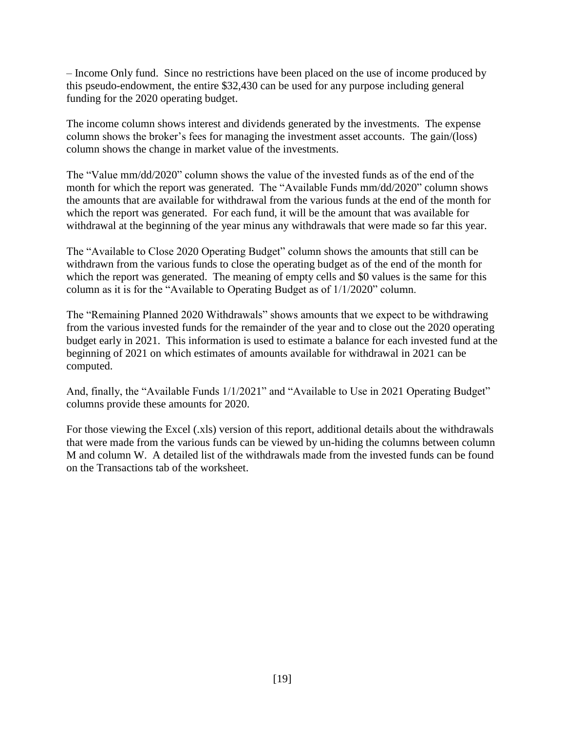– Income Only fund. Since no restrictions have been placed on the use of income produced by this pseudo-endowment, the entire $32,430 can be used for any purpose including general funding for the 2020 operating budget.

The income column shows interest and dividends generated by the investments. The expense column shows the broker's fees for managing the investment asset accounts. The gain/(loss) column shows the change in market value of the investments.

The "Value mm/dd/2020" column shows the value of the invested funds as of the end of the month for which the report was generated. The "Available Funds mm/dd/2020" column shows the amounts that are available for withdrawal from the various funds at the end of the month for which the report was generated. For each fund, it will be the amount that was available for withdrawal at the beginning of the year minus any withdrawals that were made so far this year.

The "Available to Close 2020 Operating Budget" column shows the amounts that still can be withdrawn from the various funds to close the operating budget as of the end of the month for which the report was generated. The meaning of empty cells and $0 values is the same for this column as it is for the "Available to Operating Budget as of 1/1/2020" column.

The "Remaining Planned 2020 Withdrawals" shows amounts that we expect to be withdrawing from the various invested funds for the remainder of the year and to close out the 2020 operating budget early in 2021. This information is used to estimate a balance for each invested fund at the beginning of 2021 on which estimates of amounts available for withdrawal in 2021 can be computed.

And, finally, the "Available Funds 1/1/2021" and "Available to Use in 2021 Operating Budget" columns provide these amounts for 2020.

For those viewing the Excel (.xls) version of this report, additional details about the withdrawals that were made from the various funds can be viewed by un-hiding the columns between column M and column W. A detailed list of the withdrawals made from the invested funds can be found on the Transactions tab of the worksheet.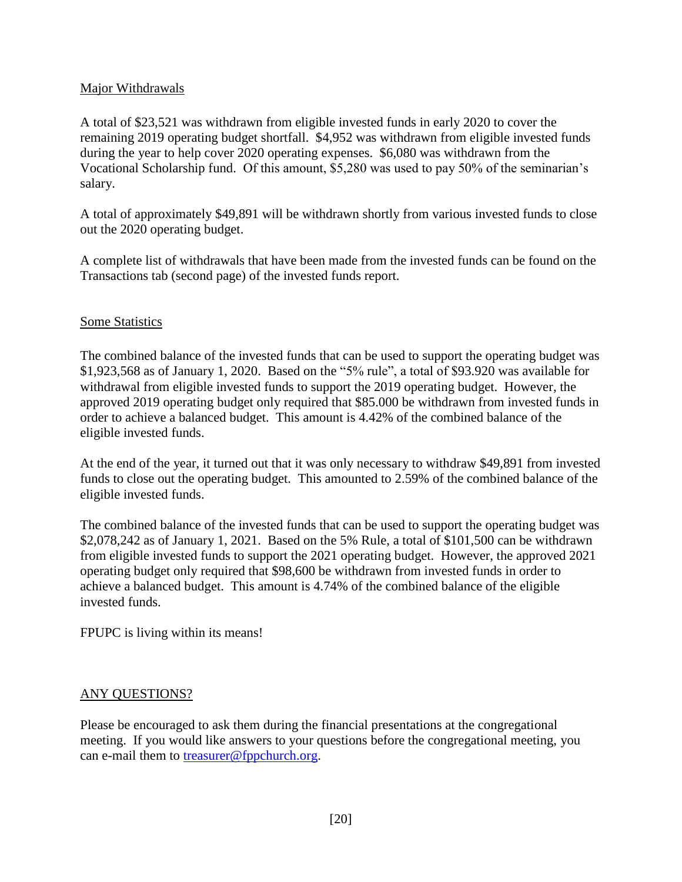Major Withdrawals

A total of $23,521 was withdrawn from eligible invested funds in early 2020 to cover the remaining 2019 operating budget shortfall. $4,952 was withdrawn from eligible invested funds during the year to help cover 2020 operating expenses. $6,080 was withdrawn from the Vocational Scholarship fund. Of this amount, $5,280 was used to pay 50% of the seminarian's salary.

A total of approximately $49,891 will be withdrawn shortly from various invested funds to close out the 2020 operating budget.

A complete list of withdrawals that have been made from the invested funds can be found on the Transactions tab (second page) of the invested funds report.

Some Statistics

The combined balance of the invested funds that can be used to support the operating budget was $1,923,568 as of January 1, 2020. Based on the "5% rule", a total of $93.920 was available for withdrawal from eligible invested funds to support the 2019 operating budget. However, the approved 2019 operating budget only required that $85.000 be withdrawn from invested funds in order to achieve a balanced budget. This amount is 4.42% of the combined balance of the eligible invested funds.

At the end of the year, it turned out that it was only necessary to withdraw $49,891 from invested funds to close out the operating budget. This amounted to 2.59% of the combined balance of the eligible invested funds.

The combined balance of the invested funds that can be used to support the operating budget was $2,078,242 as of January 1, 2021. Based on the 5% Rule, a total of $101,500 can be withdrawn from eligible invested funds to support the 2021 operating budget. However, the approved 2021 operating budget only required that $98,600 be withdrawn from invested funds in order to achieve a balanced budget. This amount is 4.74% of the combined balance of the eligible invested funds.

FPUPC is living within its means!

ANY QUESTIONS?

Please be encouraged to ask them during the financial presentations at the congregational meeting. If you would like answers to your questions before the congregational meeting, you can e-mail them to treasurer@fppchurch.org.